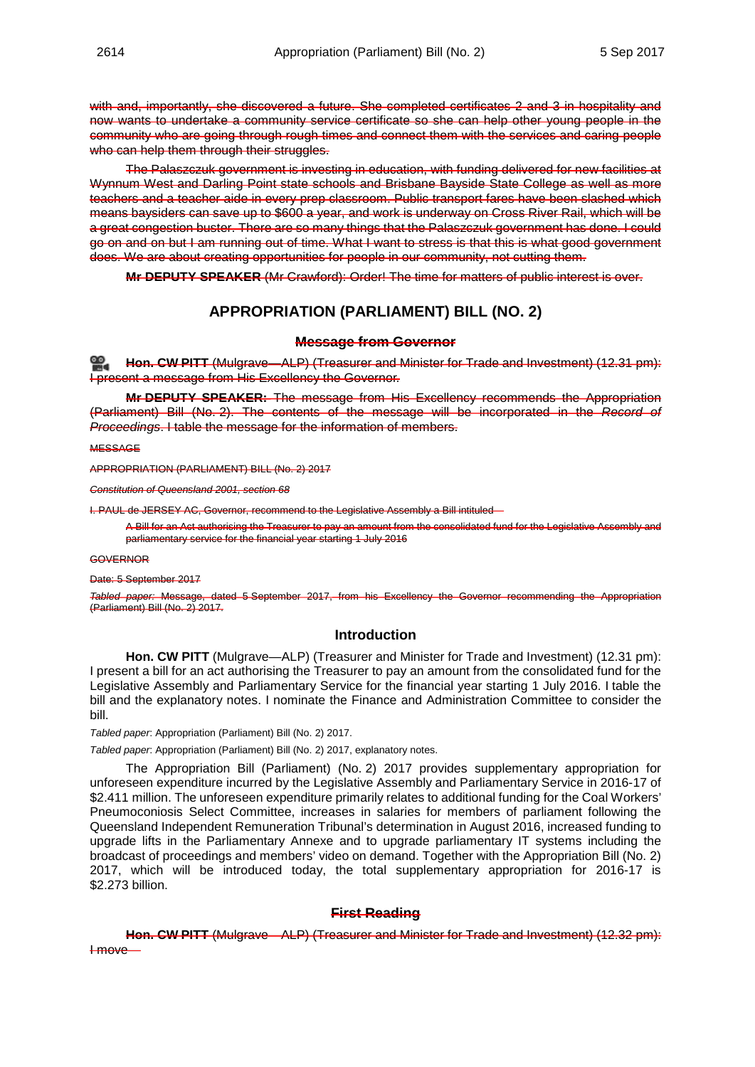with and, importantly, she discovered a future. She completed certificates 2 and 3 in hospitality and now wants to undertake a community service certificate so she can help other young people in the community who are going through rough times and connect them with the services and caring people who can help them through their struggles.

The Palaszczuk government is investing in education, with funding delivered for new facilities at Wynnum West and Darling Point state schools and Brisbane Bayside State College as well as more teachers and a teacher aide in every prep classroom. Public transport fares have been slashed which means baysiders can save up to $600 a year, and work is underway on Cross River Rail, which will be a great congestion buster. There are so many things that the Palaszczuk government has done. I could go on and on but I am running out of time. What I want to stress is that this is what good government does. We are about creating opportunities for people in our community, not cutting them.

**Mr DEPUTY SPEAKER** (Mr Crawford): Order! The time for matters of public interest is over.

## APPROPRIATION (PARLIAMENT) BILL (NO. 2)

### Message from Governor

**Hon. CW PITT** (Mulgrave—ALP) (Treasurer and Minister for Trade and Investment) (12.31 pm): I present a message from His Excellency the Governor.

**Mr DEPUTY SPEAKER:** The message from His Excellency recommends the Appropriation (Parliament) Bill (No. 2). The contents of the message will be incorporated in the *Record of Proceedings*. I table the message for the information of members.

MESSAGE

APPROPRIATION (PARLIAMENT) BILL (No. 2) 2017

*Constitution of Queensland 2001, section 68*

I, PAUL de JERSEY AC, Governor, recommend to the Legislative Assembly a Bill intituled—

> A Bill for an Act authorising the Treasurer to pay an amount from the consolidated fund for the Legislative Assembly and parliamentary service for the financial year starting 1 July 2016

GOVERNOR

Date: 5 September 2017

*Tabled paper:* Message, dated 5 September 2017, from his Excellency the Governor recommending the Appropriation (Parliament) Bill (No. 2) 2017.

### Introduction

**Hon. CW PITT** (Mulgrave—ALP) (Treasurer and Minister for Trade and Investment) (12.31 pm): I present a bill for an act authorising the Treasurer to pay an amount from the consolidated fund for the Legislative Assembly and Parliamentary Service for the financial year starting 1 July 2016. I table the bill and the explanatory notes. I nominate the Finance and Administration Committee to consider the bill.

*Tabled paper*: Appropriation (Parliament) Bill (No. 2) 2017.

*Tabled paper*: Appropriation (Parliament) Bill (No. 2) 2017, explanatory notes.

The Appropriation Bill (Parliament) (No. 2) 2017 provides supplementary appropriation for unforeseen expenditure incurred by the Legislative Assembly and Parliamentary Service in 2016-17 of $2.411 million. The unforeseen expenditure primarily relates to additional funding for the Coal Workers' Pneumoconiosis Select Committee, increases in salaries for members of parliament following the Queensland Independent Remuneration Tribunal's determination in August 2016, increased funding to upgrade lifts in the Parliamentary Annexe and to upgrade parliamentary IT systems including the broadcast of proceedings and members' video on demand. Together with the Appropriation Bill (No. 2) 2017, which will be introduced today, the total supplementary appropriation for 2016-17 is $2.273 billion.

### First Reading

**Hon. CW PITT** (Mulgrave—ALP) (Treasurer and Minister for Trade and Investment) (12.32 pm): I move—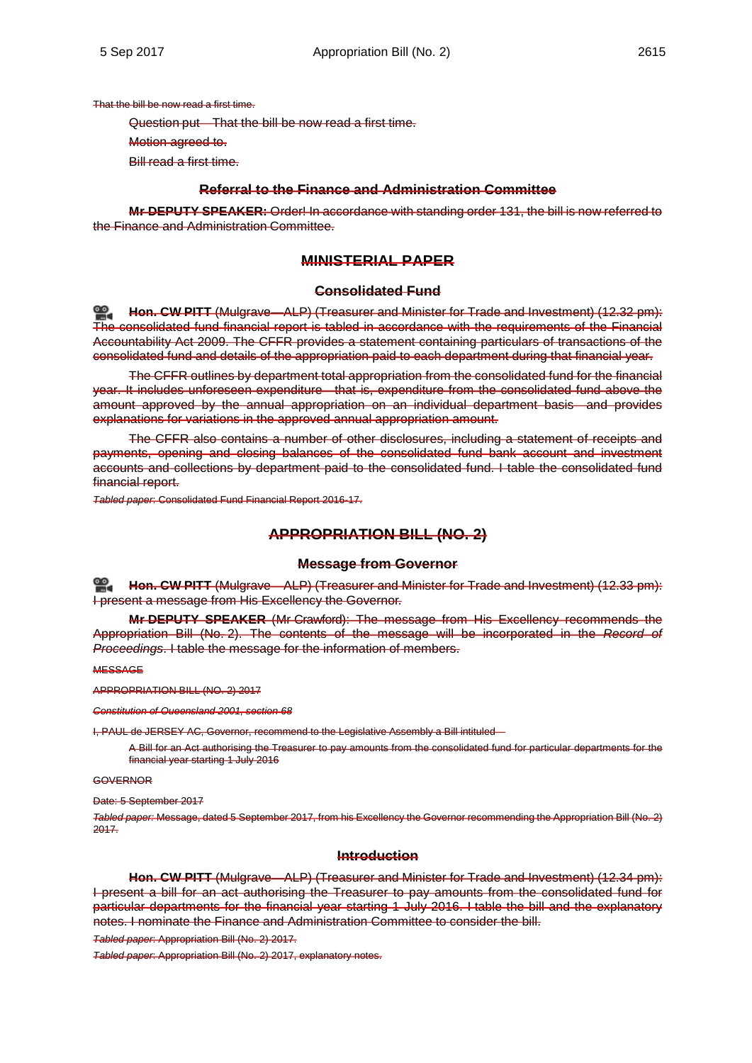That the bill be now read a first time.

Question put—That the bill be now read a first time.

Motion agreed to.

Bill read a first time.

### Referral to the Finance and Administration Committee

**Mr DEPUTY SPEAKER:** Order! In accordance with standing order 131, the bill is now referred to the Finance and Administration Committee.

## MINISTERIAL PAPER

### Consolidated Fund

**Hon. CW PITT** (Mulgrave—ALP) (Treasurer and Minister for Trade and Investment) (12.32 pm): The consolidated fund financial report is tabled in accordance with the requirements of the Financial Accountability Act 2009. The CFFR provides a statement containing particulars of transactions of the consolidated fund and details of the appropriation paid to each department during that financial year.

The CFFR outlines by department total appropriation from the consolidated fund for the financial year. It includes unforeseen expenditure—that is, expenditure from the consolidated fund above the amount approved by the annual appropriation on an individual department basis—and provides explanations for variations in the approved annual appropriation amount.

The CFFR also contains a number of other disclosures, including a statement of receipts and payments, opening and closing balances of the consolidated fund bank account and investment accounts and collections by department paid to the consolidated fund. I table the consolidated fund financial report.

*Tabled paper:* Consolidated Fund Financial Report 2016-17.

## APPROPRIATION BILL (NO. 2)

### Message from Governor

**Hon. CW PITT** (Mulgrave—ALP) (Treasurer and Minister for Trade and Investment) (12.33 pm): I present a message from His Excellency the Governor.

**Mr DEPUTY SPEAKER** (Mr Crawford): The message from His Excellency recommends the Appropriation Bill (No. 2). The contents of the message will be incorporated in the *Record of Proceedings*. I table the message for the information of members.

MESSAGE

APPROPRIATION BILL (NO. 2) 2017

*Constitution of Queensland 2001, section 68*

I, PAUL de JERSEY AC, Governor, recommend to the Legislative Assembly a Bill intituled—

A Bill for an Act authorising the Treasurer to pay amounts from the consolidated fund for particular departments for the financial year starting 1 July 2016

GOVERNOR

Date: 5 September 2017

*Tabled paper:* Message, dated 5 September 2017, from his Excellency the Governor recommending the Appropriation Bill (No. 2) 2017.

### Introduction

**Hon. CW PITT** (Mulgrave—ALP) (Treasurer and Minister for Trade and Investment) (12.34 pm): I present a bill for an act authorising the Treasurer to pay amounts from the consolidated fund for particular departments for the financial year starting 1 July 2016. I table the bill and the explanatory notes. I nominate the Finance and Administration Committee to consider the bill.

*Tabled paper:* Appropriation Bill (No. 2) 2017.

*Tabled paper:* Appropriation Bill (No. 2) 2017, explanatory notes.